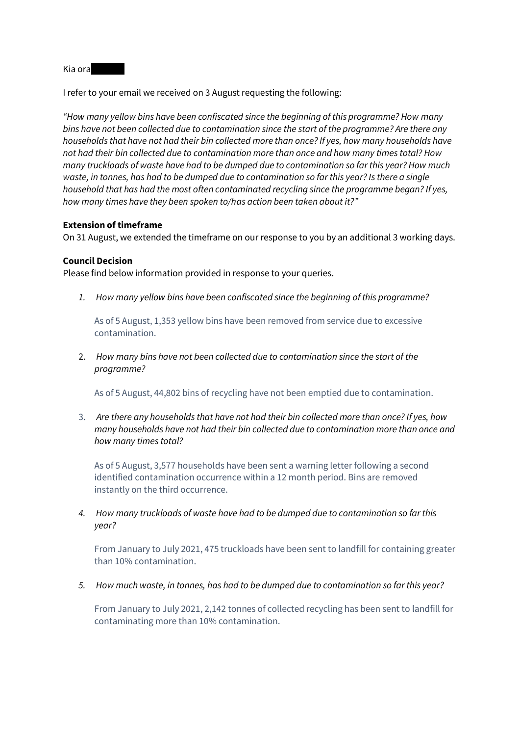Kia ora

I refer to your email we received on 3 August requesting the following:

*"How many yellow bins have been confiscated since the beginning of this programme? How many bins have not been collected due to contamination since the start of the programme? Are there any households that have not had their bin collected more than once? If yes, how many households have not had their bin collected due to contamination more than once and how many times total? How many truckloads of waste have had to be dumped due to contamination so far this year? How much waste, in tonnes, has had to be dumped due to contamination so far this year? Is there a single household that has had the most often contaminated recycling since the programme began? If yes, how many times have they been spoken to/has action been taken about it?"*

**Extension of timeframe**
On 31 August, we extended the timeframe on our response to you by an additional 3 working days.

**Council Decision**
Please find below information provided in response to your queries.

1. *How many yellow bins have been confiscated since the beginning of this programme?*

   As of 5 August, 1,353 yellow bins have been removed from service due to excessive contamination.

2. *How many bins have not been collected due to contamination since the start of the programme?*

   As of 5 August, 44,802 bins of recycling have not been emptied due to contamination.

3. *Are there any households that have not had their bin collected more than once? If yes, how many households have not had their bin collected due to contamination more than once and how many times total?*

   As of 5 August, 3,577 households have been sent a warning letter following a second identified contamination occurrence within a 12 month period. Bins are removed instantly on the third occurrence.

4. *How many truckloads of waste have had to be dumped due to contamination so far this year?*

   From January to July 2021, 475 truckloads have been sent to landfill for containing greater than 10% contamination.

5. *How much waste, in tonnes, has had to be dumped due to contamination so far this year?*

   From January to July 2021, 2,142 tonnes of collected recycling has been sent to landfill for contaminating more than 10% contamination.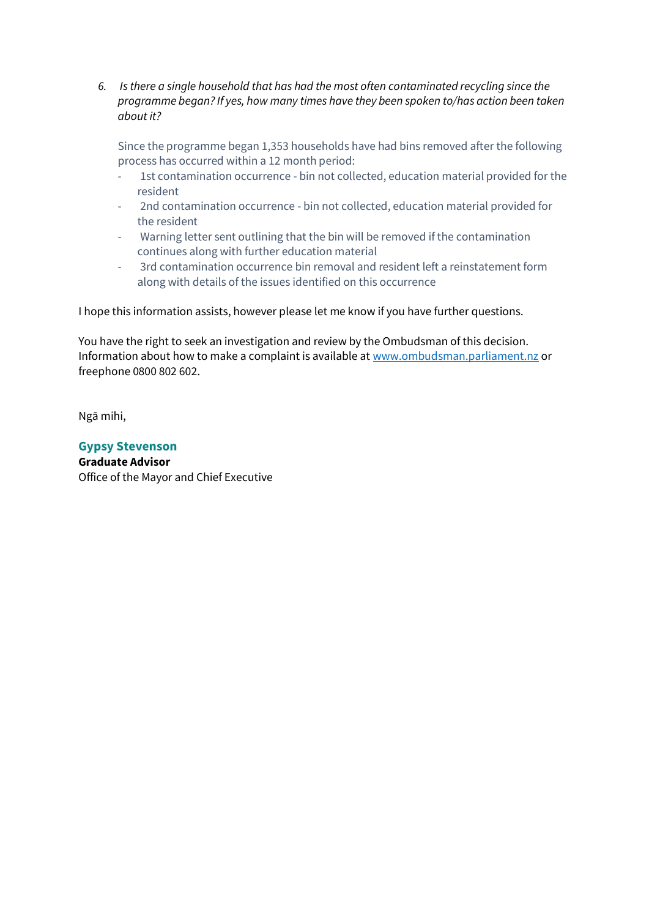6. *Is there a single household that has had the most often contaminated recycling since the programme began? If yes, how many times have they been spoken to/has action been taken about it?*

   Since the programme began 1,353 households have had bins removed after the following process has occurred within a 12 month period:

   - 1st contamination occurrence - bin not collected, education material provided for the resident
   - 2nd contamination occurrence - bin not collected, education material provided for the resident
   - Warning letter sent outlining that the bin will be removed if the contamination continues along with further education material
   - 3rd contamination occurrence bin removal and resident left a reinstatement form along with details of the issues identified on this occurrence

I hope this information assists, however please let me know if you have further questions.

You have the right to seek an investigation and review by the Ombudsman of this decision. Information about how to make a complaint is available at www.ombudsman.parliament.nz or freephone 0800 802 602.

Ngā mihi,

**Gypsy Stevenson**
**Graduate Advisor**
Office of the Mayor and Chief Executive